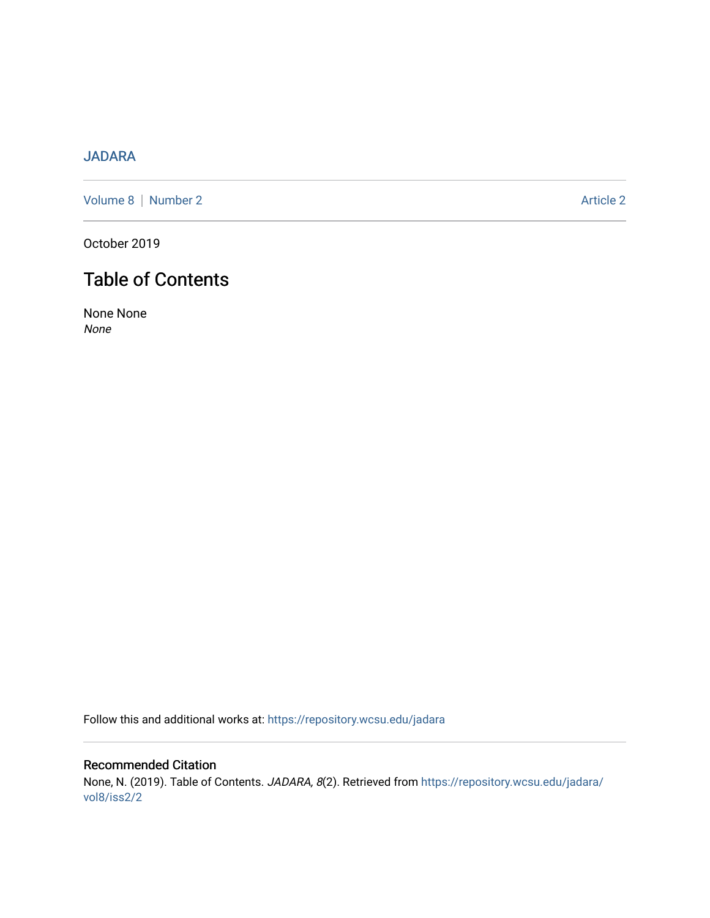JADARA

Volume 8 | Number 2 Article 2

October 2019

# Table of Contents

None None
*None*

Follow this and additional works at: https://repository.wcsu.edu/jadara

## Recommended Citation

None, N. (2019). Table of Contents. *JADARA, 8*(2). Retrieved from https://repository.wcsu.edu/jadara/vol8/iss2/2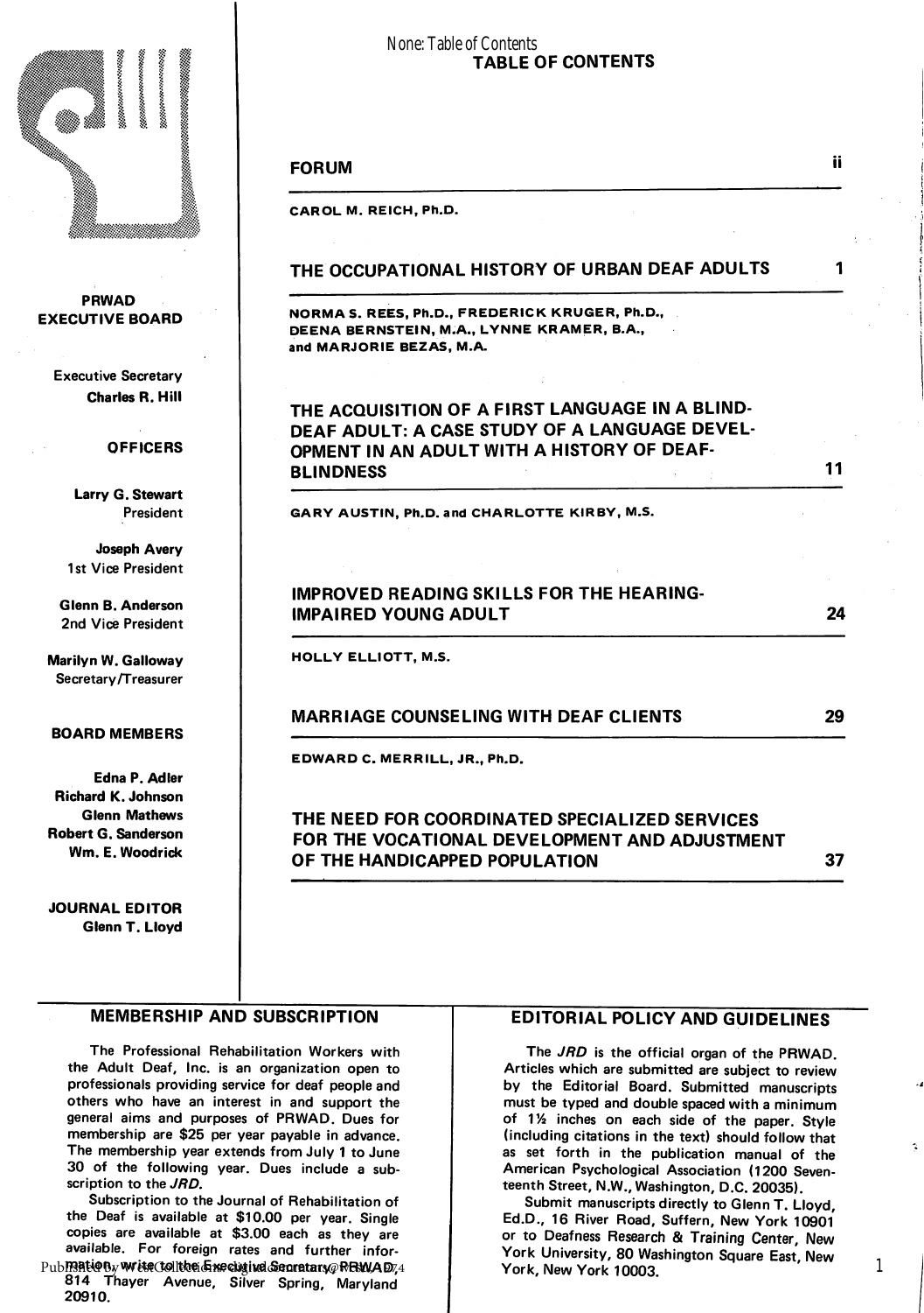None: Table of Contents

# TABLE OF CONTENTS

**FORUM** ii

CAROL M. REICH, Ph.D.

**THE OCCUPATIONAL HISTORY OF URBAN DEAF ADULTS** 1

NORMA S. REES, Ph.D., FREDERICK KRUGER, Ph.D., DEENA BERNSTEIN, M.A., LYNNE KRAMER, B.A., and MARJORIE BEZAS, M.A.

**THE ACQUISITION OF A FIRST LANGUAGE IN A BLIND-DEAF ADULT: A CASE STUDY OF A LANGUAGE DEVELOPMENT IN AN ADULT WITH A HISTORY OF DEAF-BLINDNESS** 11

GARY AUSTIN, Ph.D. and CHARLOTTE KIRBY, M.S.

**IMPROVED READING SKILLS FOR THE HEARING-IMPAIRED YOUNG ADULT** 24

HOLLY ELLIOTT, M.S.

**MARRIAGE COUNSELING WITH DEAF CLIENTS** 29

EDWARD C. MERRILL, JR., Ph.D.

**THE NEED FOR COORDINATED SPECIALIZED SERVICES FOR THE VOCATIONAL DEVELOPMENT AND ADJUSTMENT OF THE HANDICAPPED POPULATION** 37

**PRWAD EXECUTIVE BOARD**

Executive Secretary
**Charles R. Hill**

**OFFICERS**

**Larry G. Stewart**
President

**Joseph Avery**
1st Vice President

**Glenn B. Anderson**
2nd Vice President

**Marilyn W. Galloway**
Secretary/Treasurer

**BOARD MEMBERS**

**Edna P. Adler**
**Richard K. Johnson**
**Glenn Mathews**
**Robert G. Sanderson**
**Wm. E. Woodrick**

**JOURNAL EDITOR**
**Glenn T. Lloyd**

## MEMBERSHIP AND SUBSCRIPTION

The Professional Rehabilitation Workers with the Adult Deaf, Inc. is an organization open to professionals providing service for deaf people and others who have an interest in and support the general aims and purposes of PRWAD. Dues for membership are $25 per year payable in advance. The membership year extends from July 1 to June 30 of the following year. Dues include a subscription to the *JRD*.

Subscription to the Journal of Rehabilitation of the Deaf is available at $10.00 per year. Single copies are available at $3.00 each as they are available. For foreign rates and further information, write to the Executive Secretary, PRWAD, 814 Thayer Avenue, Silver Spring, Maryland 20910.

## EDITORIAL POLICY AND GUIDELINES

The *JRD* is the official organ of the PRWAD. Articles which are submitted are subject to review by the Editorial Board. Submitted manuscripts must be typed and double spaced with a minimum of 1½ inches on each side of the paper. Style (including citations in the text) should follow that as set forth in the publication manual of the American Psychological Association (1200 Seventeenth Street, N.W., Washington, D.C. 20035).

Submit manuscripts directly to Glenn T. Lloyd, Ed.D., 16 River Road, Suffern, New York 10901 or to Deafness Research & Training Center, New York University, 80 Washington Square East, New York, New York 10003.